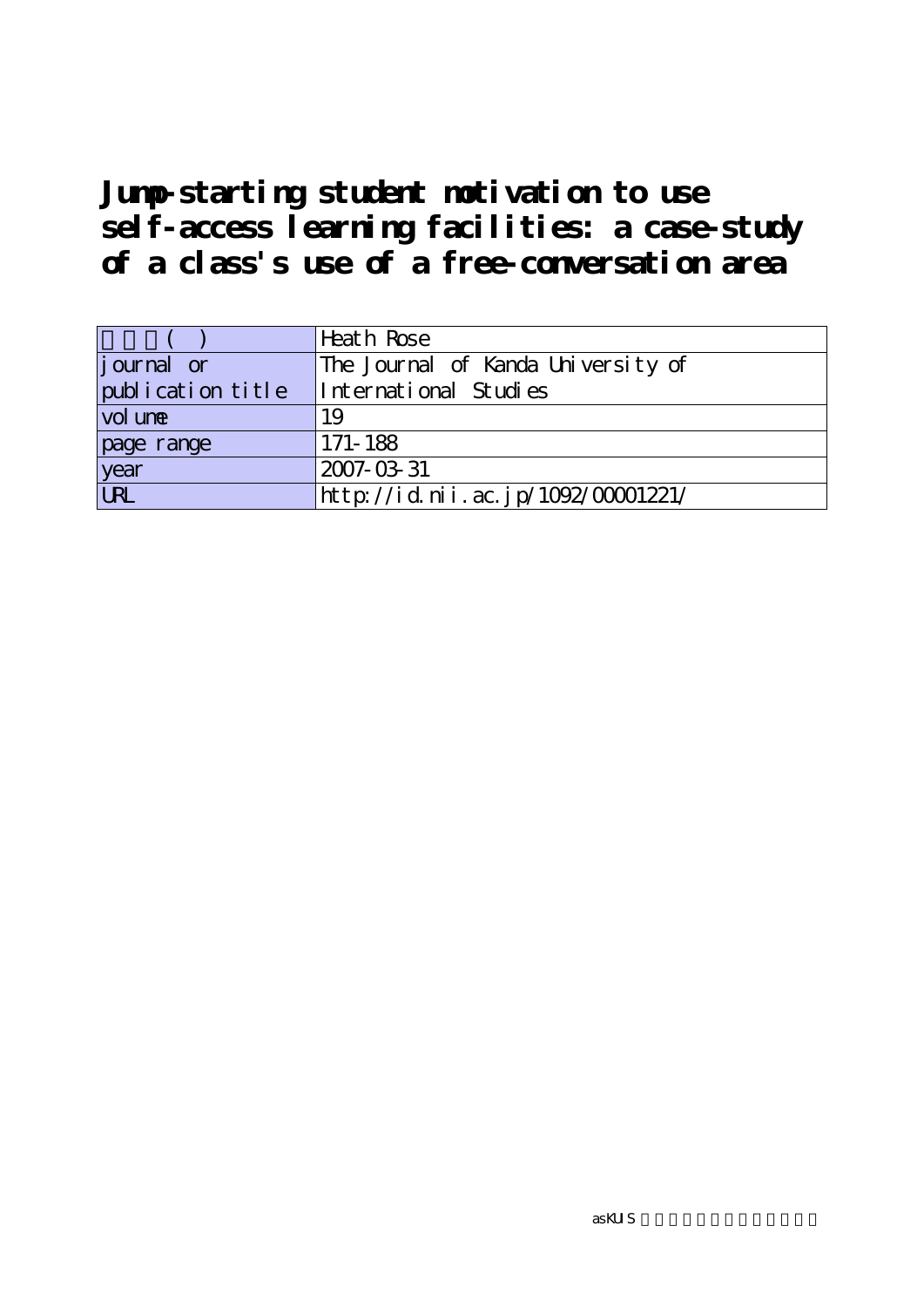# Jump-starting student motivation to use self-access learning facilities: a case-study of a class's use of a free-conversation area

| | |
|---|---|
| 著者名(英) | Heath Rose |
| journal or publication title | The Journal of Kanda University of International Studies |
| volume | 19 |
| page range | 171-188 |
| year | 2007-03-31 |
| URL | http://id.nii.ac.jp/1092/00001221/ |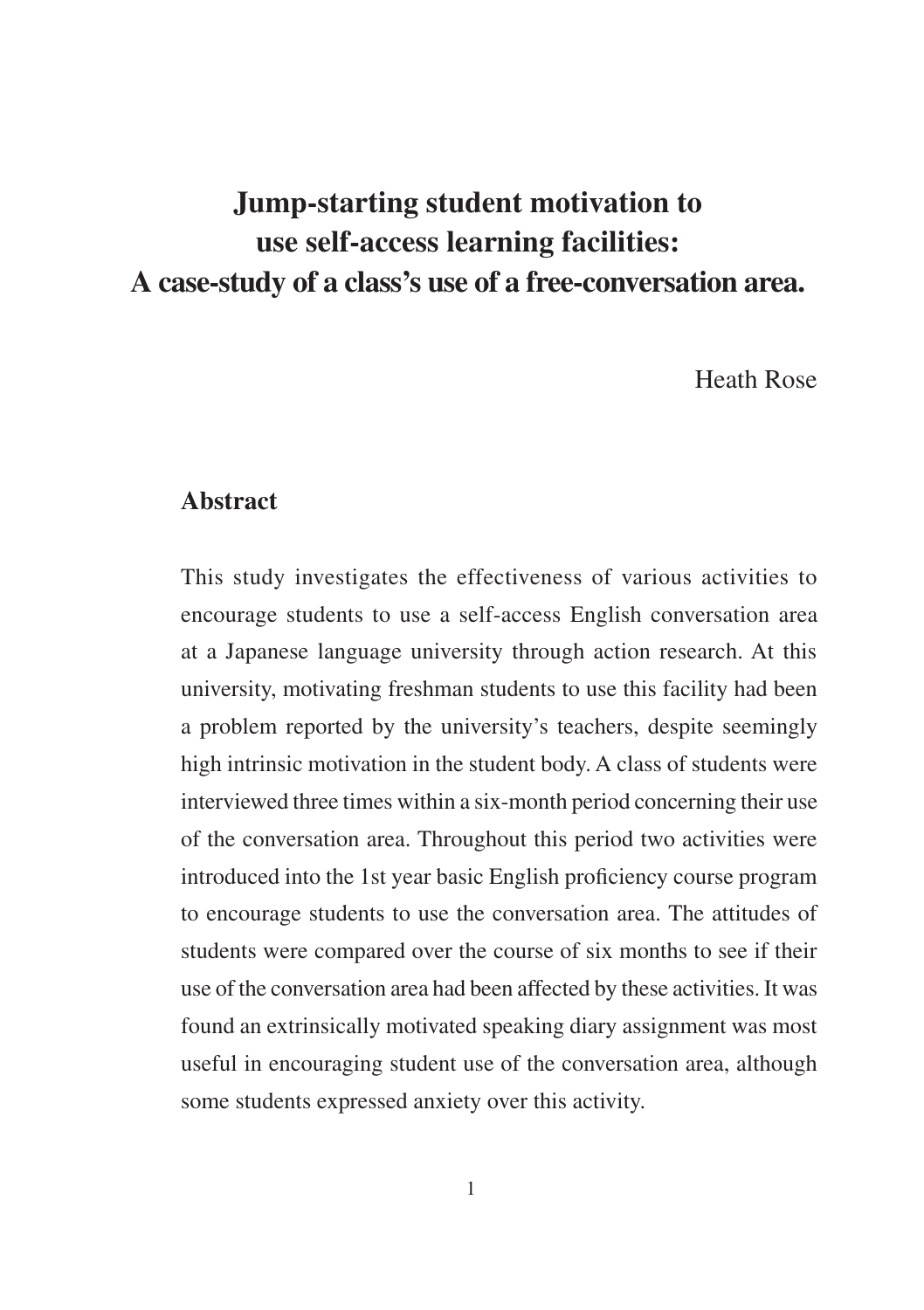# Jump-starting student motivation to use self-access learning facilities: A case-study of a class's use of a free-conversation area.

Heath Rose

## Abstract

This study investigates the effectiveness of various activities to encourage students to use a self-access English conversation area at a Japanese language university through action research. At this university, motivating freshman students to use this facility had been a problem reported by the university's teachers, despite seemingly high intrinsic motivation in the student body. A class of students were interviewed three times within a six-month period concerning their use of the conversation area. Throughout this period two activities were introduced into the 1st year basic English proficiency course program to encourage students to use the conversation area. The attitudes of students were compared over the course of six months to see if their use of the conversation area had been affected by these activities. It was found an extrinsically motivated speaking diary assignment was most useful in encouraging student use of the conversation area, although some students expressed anxiety over this activity.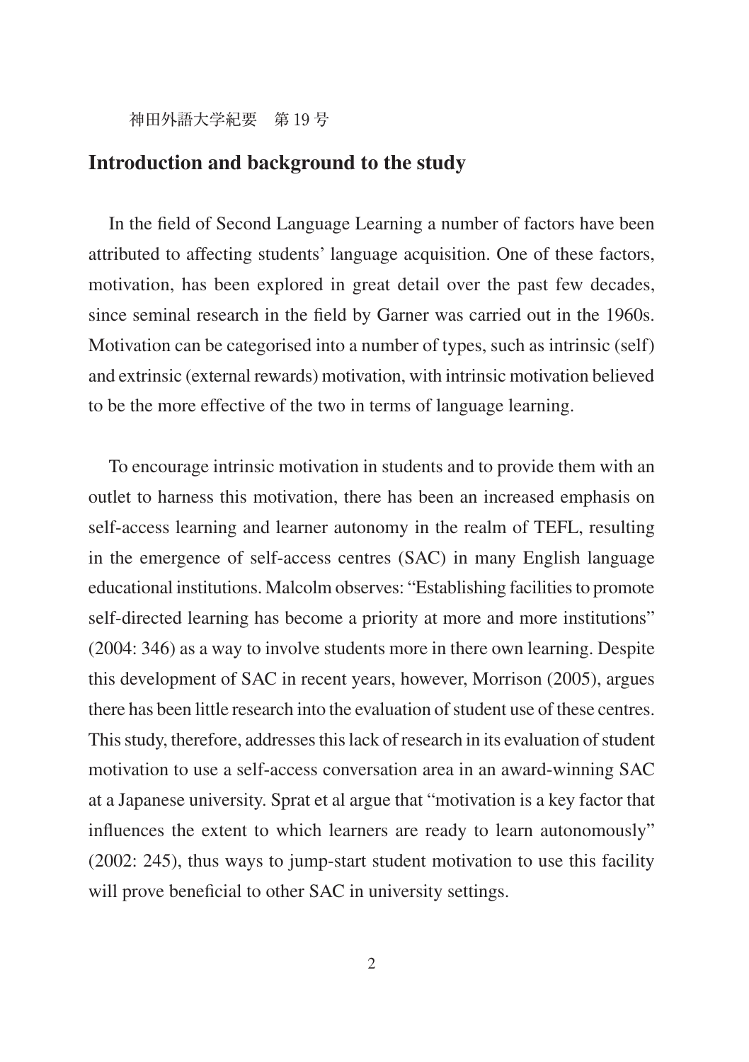## Introduction and background to the study

In the field of Second Language Learning a number of factors have been attributed to affecting students' language acquisition. One of these factors, motivation, has been explored in great detail over the past few decades, since seminal research in the field by Garner was carried out in the 1960s. Motivation can be categorised into a number of types, such as intrinsic (self) and extrinsic (external rewards) motivation, with intrinsic motivation believed to be the more effective of the two in terms of language learning.

To encourage intrinsic motivation in students and to provide them with an outlet to harness this motivation, there has been an increased emphasis on self-access learning and learner autonomy in the realm of TEFL, resulting in the emergence of self-access centres (SAC) in many English language educational institutions. Malcolm observes: "Establishing facilities to promote self-directed learning has become a priority at more and more institutions" (2004: 346) as a way to involve students more in there own learning. Despite this development of SAC in recent years, however, Morrison (2005), argues there has been little research into the evaluation of student use of these centres. This study, therefore, addresses this lack of research in its evaluation of student motivation to use a self-access conversation area in an award-winning SAC at a Japanese university. Sprat et al argue that "motivation is a key factor that influences the extent to which learners are ready to learn autonomously" (2002: 245), thus ways to jump-start student motivation to use this facility will prove beneficial to other SAC in university settings.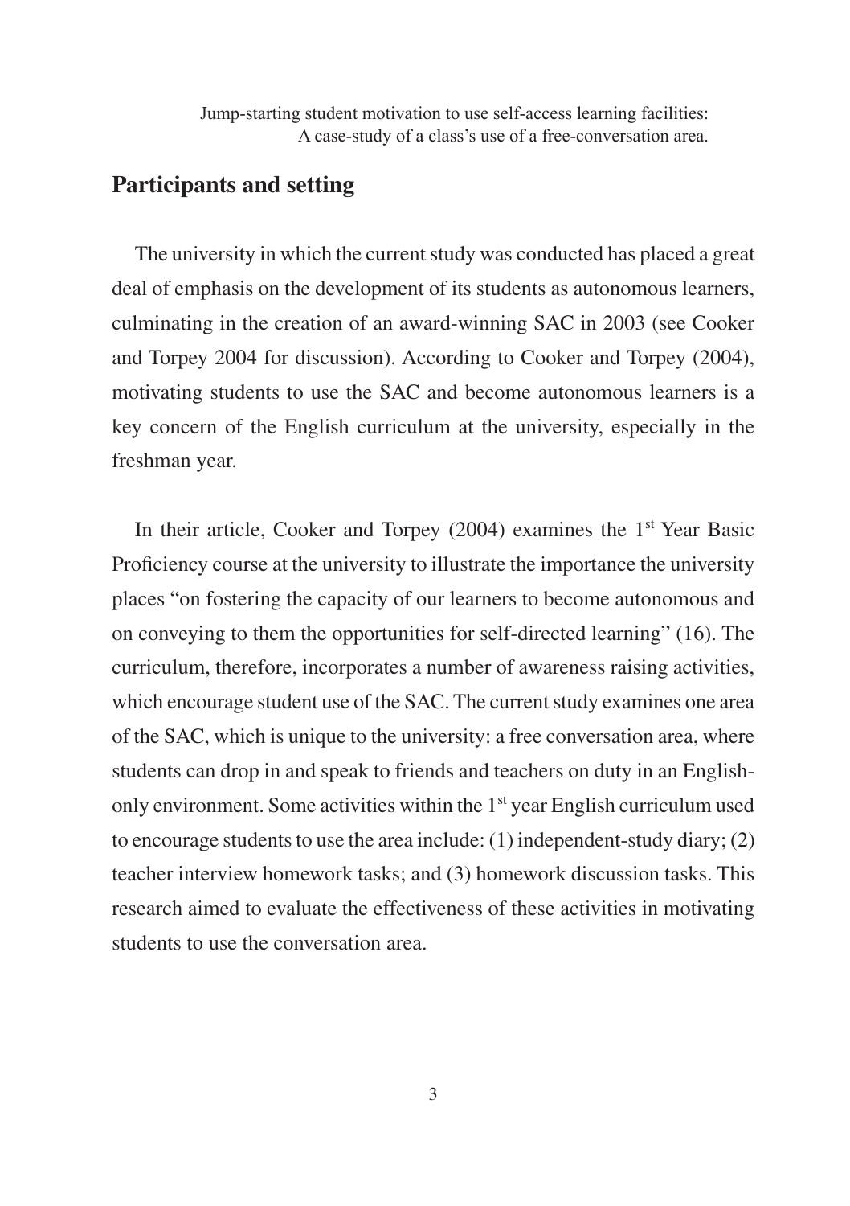## Participants and setting

The university in which the current study was conducted has placed a great deal of emphasis on the development of its students as autonomous learners, culminating in the creation of an award-winning SAC in 2003 (see Cooker and Torpey 2004 for discussion). According to Cooker and Torpey (2004), motivating students to use the SAC and become autonomous learners is a key concern of the English curriculum at the university, especially in the freshman year.

In their article, Cooker and Torpey (2004) examines the 1st Year Basic Proficiency course at the university to illustrate the importance the university places "on fostering the capacity of our learners to become autonomous and on conveying to them the opportunities for self-directed learning" (16). The curriculum, therefore, incorporates a number of awareness raising activities, which encourage student use of the SAC. The current study examines one area of the SAC, which is unique to the university: a free conversation area, where students can drop in and speak to friends and teachers on duty in an English-only environment. Some activities within the 1st year English curriculum used to encourage students to use the area include: (1) independent-study diary; (2) teacher interview homework tasks; and (3) homework discussion tasks. This research aimed to evaluate the effectiveness of these activities in motivating students to use the conversation area.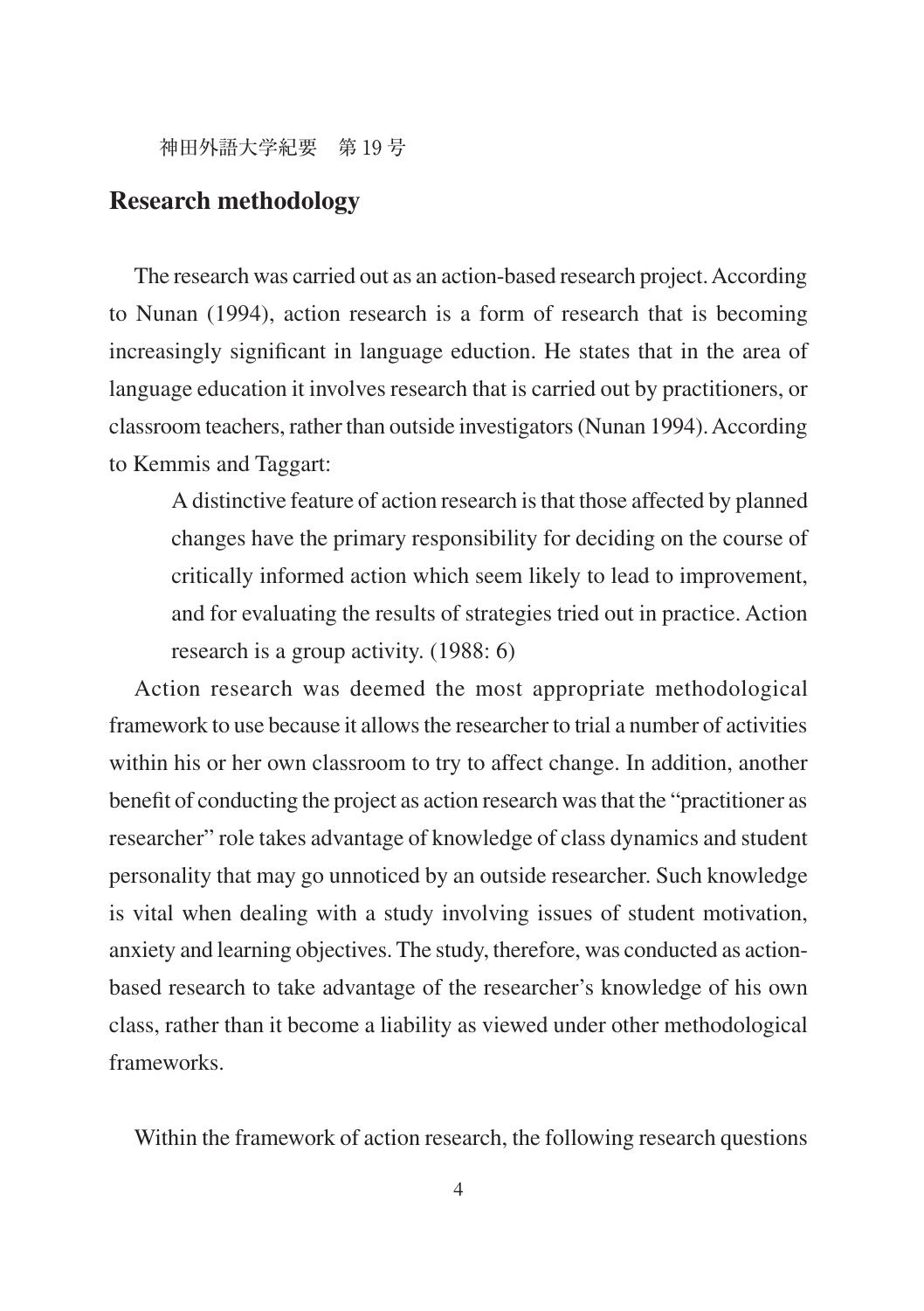## Research methodology

The research was carried out as an action-based research project. According to Nunan (1994), action research is a form of research that is becoming increasingly significant in language eduction. He states that in the area of language education it involves research that is carried out by practitioners, or classroom teachers, rather than outside investigators (Nunan 1994). According to Kemmis and Taggart:

> A distinctive feature of action research is that those affected by planned changes have the primary responsibility for deciding on the course of critically informed action which seem likely to lead to improvement, and for evaluating the results of strategies tried out in practice. Action research is a group activity. (1988: 6)

Action research was deemed the most appropriate methodological framework to use because it allows the researcher to trial a number of activities within his or her own classroom to try to affect change. In addition, another benefit of conducting the project as action research was that the "practitioner as researcher" role takes advantage of knowledge of class dynamics and student personality that may go unnoticed by an outside researcher. Such knowledge is vital when dealing with a study involving issues of student motivation, anxiety and learning objectives. The study, therefore, was conducted as action-based research to take advantage of the researcher's knowledge of his own class, rather than it become a liability as viewed under other methodological frameworks.

Within the framework of action research, the following research questions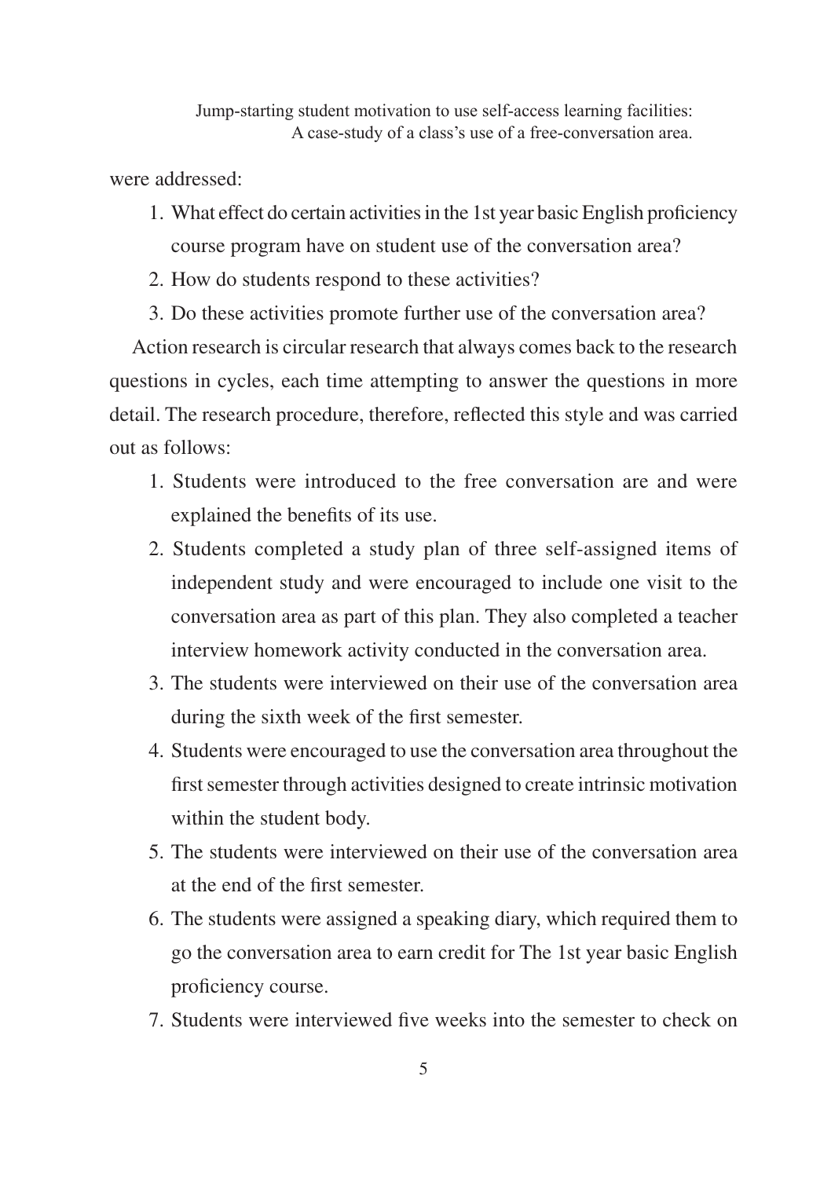were addressed:

1. What effect do certain activities in the 1st year basic English proficiency course program have on student use of the conversation area?
2. How do students respond to these activities?
3. Do these activities promote further use of the conversation area?

Action research is circular research that always comes back to the research questions in cycles, each time attempting to answer the questions in more detail. The research procedure, therefore, reflected this style and was carried out as follows:

1. Students were introduced to the free conversation are and were explained the benefits of its use.
2. Students completed a study plan of three self-assigned items of independent study and were encouraged to include one visit to the conversation area as part of this plan. They also completed a teacher interview homework activity conducted in the conversation area.
3. The students were interviewed on their use of the conversation area during the sixth week of the first semester.
4. Students were encouraged to use the conversation area throughout the first semester through activities designed to create intrinsic motivation within the student body.
5. The students were interviewed on their use of the conversation area at the end of the first semester.
6. The students were assigned a speaking diary, which required them to go the conversation area to earn credit for The 1st year basic English proficiency course.
7. Students were interviewed five weeks into the semester to check on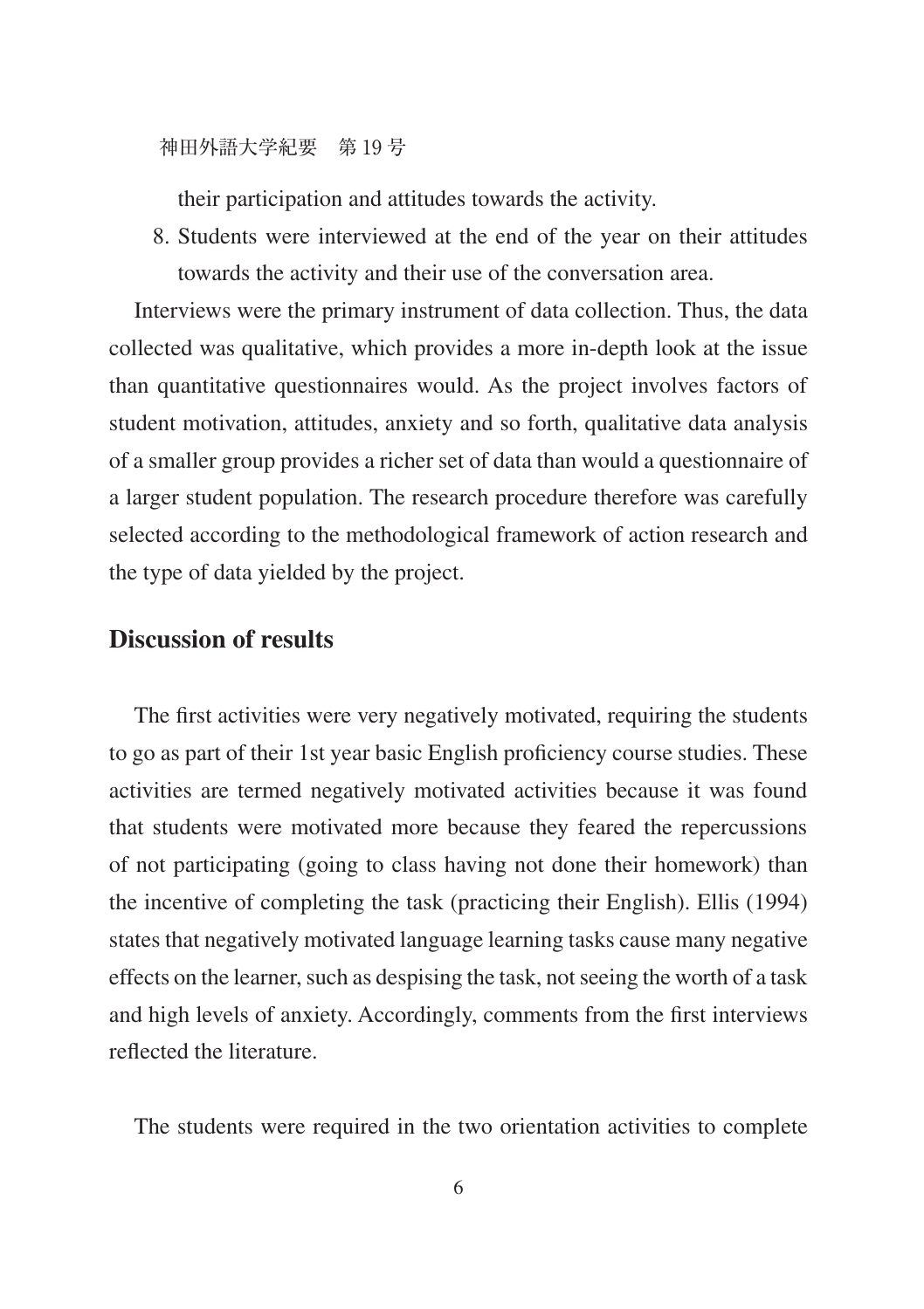their participation and attitudes towards the activity.

8. Students were interviewed at the end of the year on their attitudes towards the activity and their use of the conversation area.

Interviews were the primary instrument of data collection. Thus, the data collected was qualitative, which provides a more in-depth look at the issue than quantitative questionnaires would. As the project involves factors of student motivation, attitudes, anxiety and so forth, qualitative data analysis of a smaller group provides a richer set of data than would a questionnaire of a larger student population. The research procedure therefore was carefully selected according to the methodological framework of action research and the type of data yielded by the project.

## Discussion of results

The first activities were very negatively motivated, requiring the students to go as part of their 1st year basic English proficiency course studies. These activities are termed negatively motivated activities because it was found that students were motivated more because they feared the repercussions of not participating (going to class having not done their homework) than the incentive of completing the task (practicing their English). Ellis (1994) states that negatively motivated language learning tasks cause many negative effects on the learner, such as despising the task, not seeing the worth of a task and high levels of anxiety. Accordingly, comments from the first interviews reflected the literature.

The students were required in the two orientation activities to complete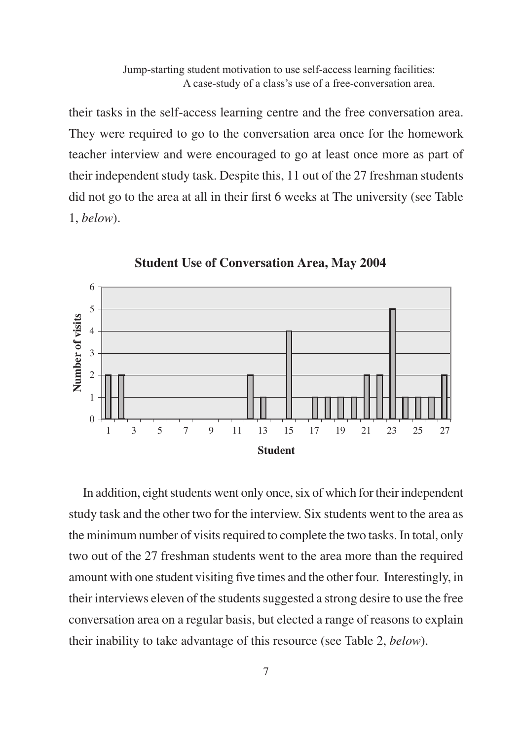their tasks in the self-access learning centre and the free conversation area. They were required to go to the conversation area once for the homework teacher interview and were encouraged to go at least once more as part of their independent study task. Despite this, 11 out of the 27 freshman students did not go to the area at all in their first 6 weeks at The university (see Table 1, *below*).

**Student Use of Conversation Area, May 2004**

In addition, eight students went only once, six of which for their independent study task and the other two for the interview. Six students went to the area as the minimum number of visits required to complete the two tasks. In total, only two out of the 27 freshman students went to the area more than the required amount with one student visiting five times and the other four. Interestingly, in their interviews eleven of the students suggested a strong desire to use the free conversation area on a regular basis, but elected a range of reasons to explain their inability to take advantage of this resource (see Table 2, *below*).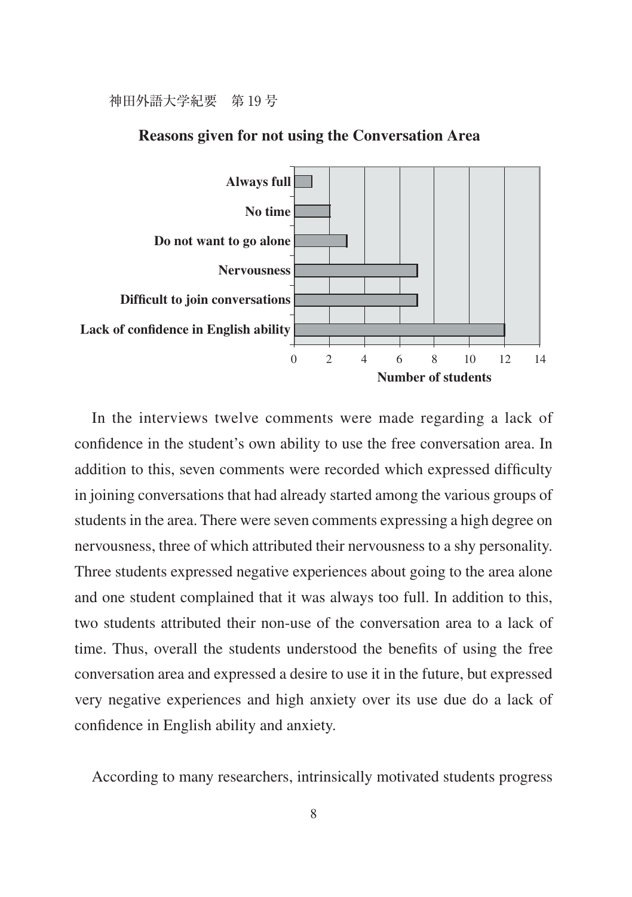**Reasons given for not using the Conversation Area**

| Reason | Number of students |
|---|---|
| Always full | 1 |
| No time | 2 |
| Do not want to go alone | 3 |
| Nervousness | 7 |
| Difficult to join conversations | 7 |
| Lack of confidence in English ability | 12 |

In the interviews twelve comments were made regarding a lack of confidence in the student's own ability to use the free conversation area. In addition to this, seven comments were recorded which expressed difficulty in joining conversations that had already started among the various groups of students in the area. There were seven comments expressing a high degree on nervousness, three of which attributed their nervousness to a shy personality. Three students expressed negative experiences about going to the area alone and one student complained that it was always too full. In addition to this, two students attributed their non-use of the conversation area to a lack of time. Thus, overall the students understood the benefits of using the free conversation area and expressed a desire to use it in the future, but expressed very negative experiences and high anxiety over its use due do a lack of confidence in English ability and anxiety.

According to many researchers, intrinsically motivated students progress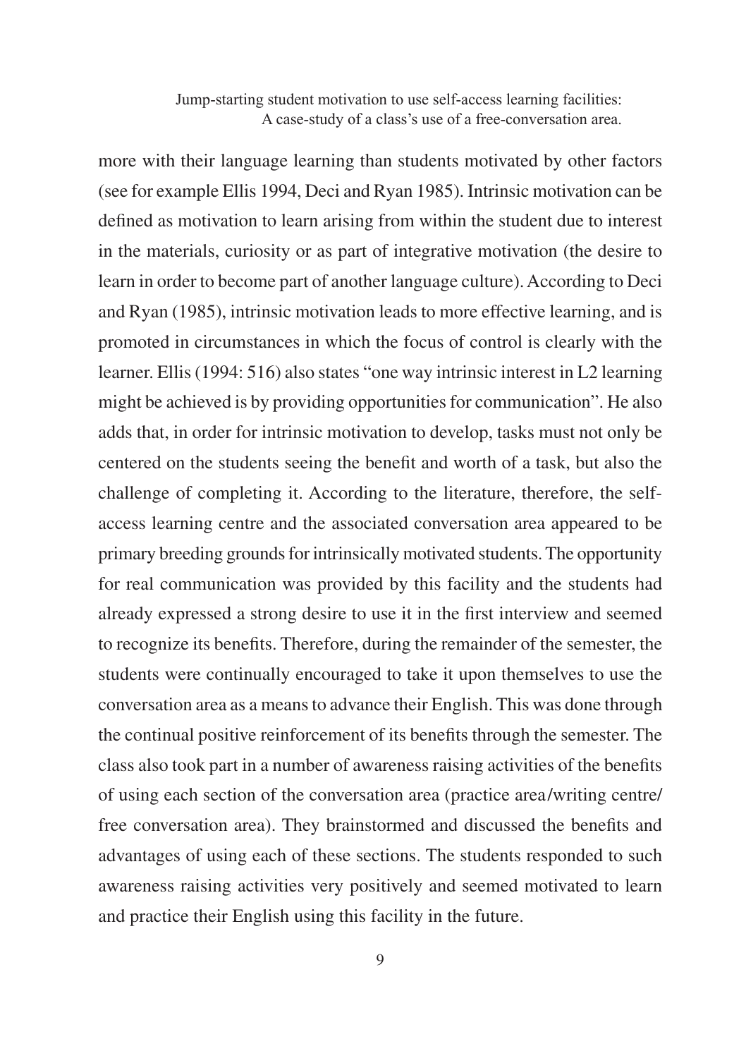more with their language learning than students motivated by other factors (see for example Ellis 1994, Deci and Ryan 1985). Intrinsic motivation can be defined as motivation to learn arising from within the student due to interest in the materials, curiosity or as part of integrative motivation (the desire to learn in order to become part of another language culture). According to Deci and Ryan (1985), intrinsic motivation leads to more effective learning, and is promoted in circumstances in which the focus of control is clearly with the learner. Ellis (1994: 516) also states "one way intrinsic interest in L2 learning might be achieved is by providing opportunities for communication". He also adds that, in order for intrinsic motivation to develop, tasks must not only be centered on the students seeing the benefit and worth of a task, but also the challenge of completing it. According to the literature, therefore, the self-access learning centre and the associated conversation area appeared to be primary breeding grounds for intrinsically motivated students. The opportunity for real communication was provided by this facility and the students had already expressed a strong desire to use it in the first interview and seemed to recognize its benefits. Therefore, during the remainder of the semester, the students were continually encouraged to take it upon themselves to use the conversation area as a means to advance their English. This was done through the continual positive reinforcement of its benefits through the semester. The class also took part in a number of awareness raising activities of the benefits of using each section of the conversation area (practice area/writing centre/ free conversation area). They brainstormed and discussed the benefits and advantages of using each of these sections. The students responded to such awareness raising activities very positively and seemed motivated to learn and practice their English using this facility in the future.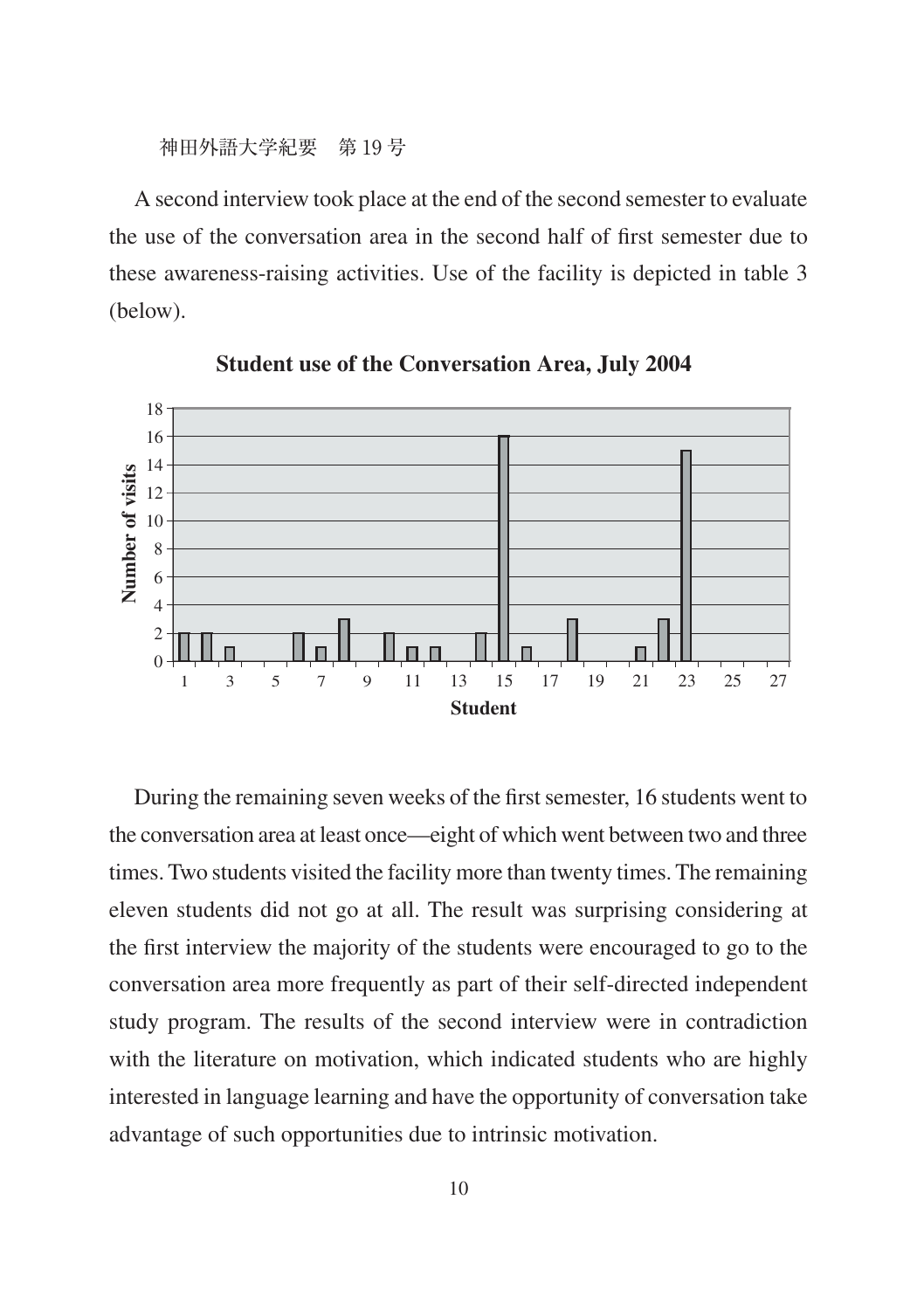A second interview took place at the end of the second semester to evaluate the use of the conversation area in the second half of first semester due to these awareness-raising activities. Use of the facility is depicted in table 3 (below).

**Student use of the Conversation Area, July 2004**

During the remaining seven weeks of the first semester, 16 students went to the conversation area at least once—eight of which went between two and three times. Two students visited the facility more than twenty times. The remaining eleven students did not go at all. The result was surprising considering at the first interview the majority of the students were encouraged to go to the conversation area more frequently as part of their self-directed independent study program. The results of the second interview were in contradiction with the literature on motivation, which indicated students who are highly interested in language learning and have the opportunity of conversation take advantage of such opportunities due to intrinsic motivation.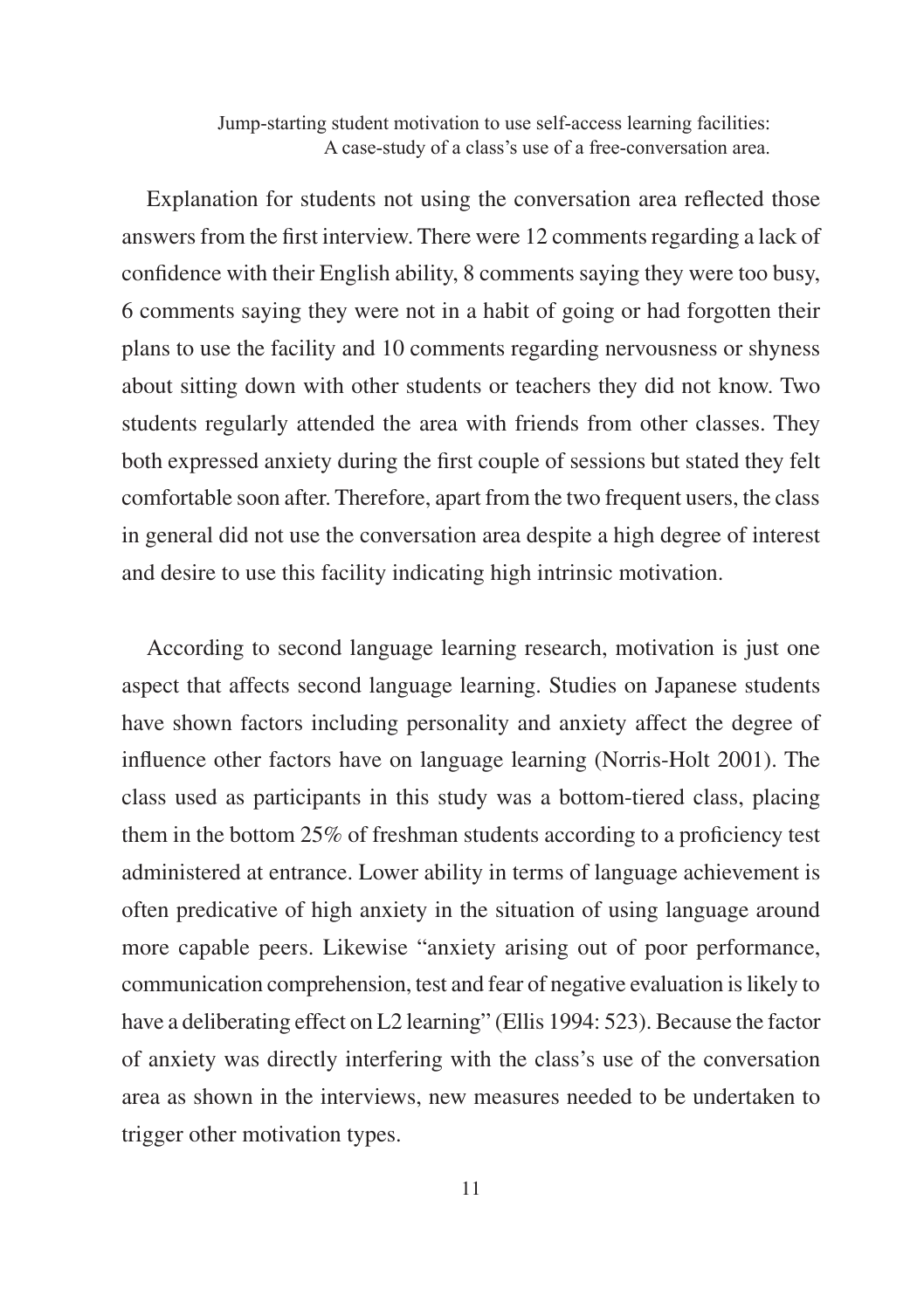Explanation for students not using the conversation area reflected those answers from the first interview. There were 12 comments regarding a lack of confidence with their English ability, 8 comments saying they were too busy, 6 comments saying they were not in a habit of going or had forgotten their plans to use the facility and 10 comments regarding nervousness or shyness about sitting down with other students or teachers they did not know. Two students regularly attended the area with friends from other classes. They both expressed anxiety during the first couple of sessions but stated they felt comfortable soon after. Therefore, apart from the two frequent users, the class in general did not use the conversation area despite a high degree of interest and desire to use this facility indicating high intrinsic motivation.

According to second language learning research, motivation is just one aspect that affects second language learning. Studies on Japanese students have shown factors including personality and anxiety affect the degree of influence other factors have on language learning (Norris-Holt 2001). The class used as participants in this study was a bottom-tiered class, placing them in the bottom 25% of freshman students according to a proficiency test administered at entrance. Lower ability in terms of language achievement is often predicative of high anxiety in the situation of using language around more capable peers. Likewise "anxiety arising out of poor performance, communication comprehension, test and fear of negative evaluation is likely to have a deliberating effect on L2 learning" (Ellis 1994: 523). Because the factor of anxiety was directly interfering with the class's use of the conversation area as shown in the interviews, new measures needed to be undertaken to trigger other motivation types.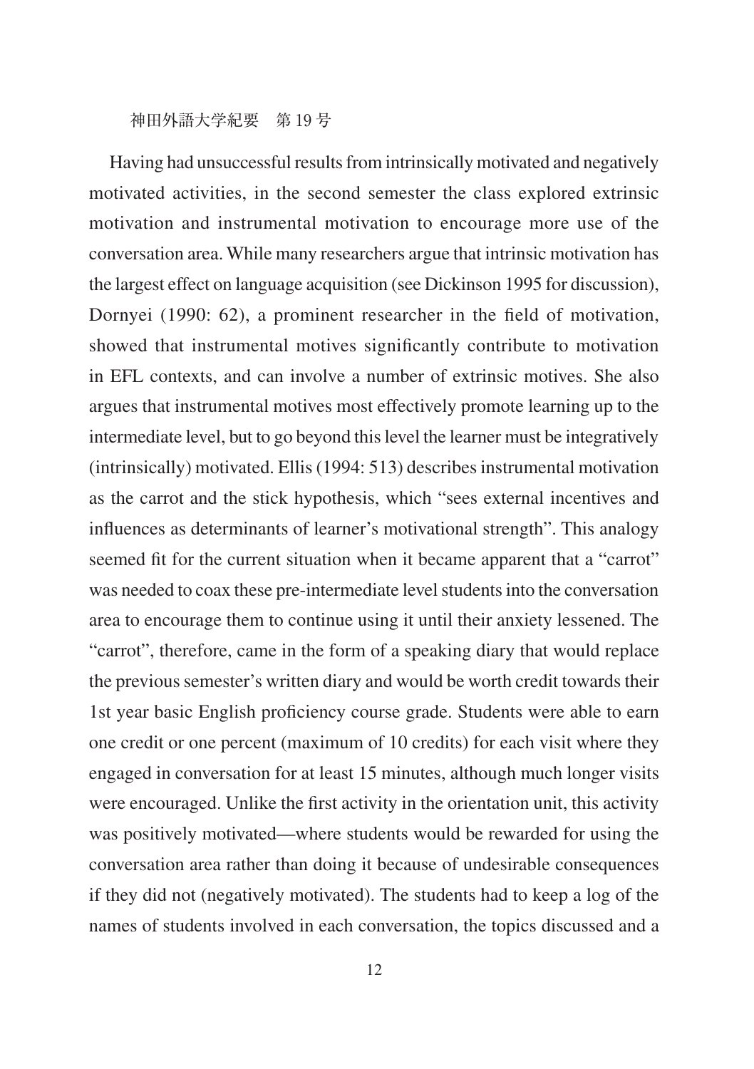Having had unsuccessful results from intrinsically motivated and negatively motivated activities, in the second semester the class explored extrinsic motivation and instrumental motivation to encourage more use of the conversation area. While many researchers argue that intrinsic motivation has the largest effect on language acquisition (see Dickinson 1995 for discussion), Dornyei (1990: 62), a prominent researcher in the field of motivation, showed that instrumental motives significantly contribute to motivation in EFL contexts, and can involve a number of extrinsic motives. She also argues that instrumental motives most effectively promote learning up to the intermediate level, but to go beyond this level the learner must be integratively (intrinsically) motivated. Ellis (1994: 513) describes instrumental motivation as the carrot and the stick hypothesis, which "sees external incentives and influences as determinants of learner's motivational strength". This analogy seemed fit for the current situation when it became apparent that a "carrot" was needed to coax these pre-intermediate level students into the conversation area to encourage them to continue using it until their anxiety lessened. The "carrot", therefore, came in the form of a speaking diary that would replace the previous semester's written diary and would be worth credit towards their 1st year basic English proficiency course grade. Students were able to earn one credit or one percent (maximum of 10 credits) for each visit where they engaged in conversation for at least 15 minutes, although much longer visits were encouraged. Unlike the first activity in the orientation unit, this activity was positively motivated—where students would be rewarded for using the conversation area rather than doing it because of undesirable consequences if they did not (negatively motivated). The students had to keep a log of the names of students involved in each conversation, the topics discussed and a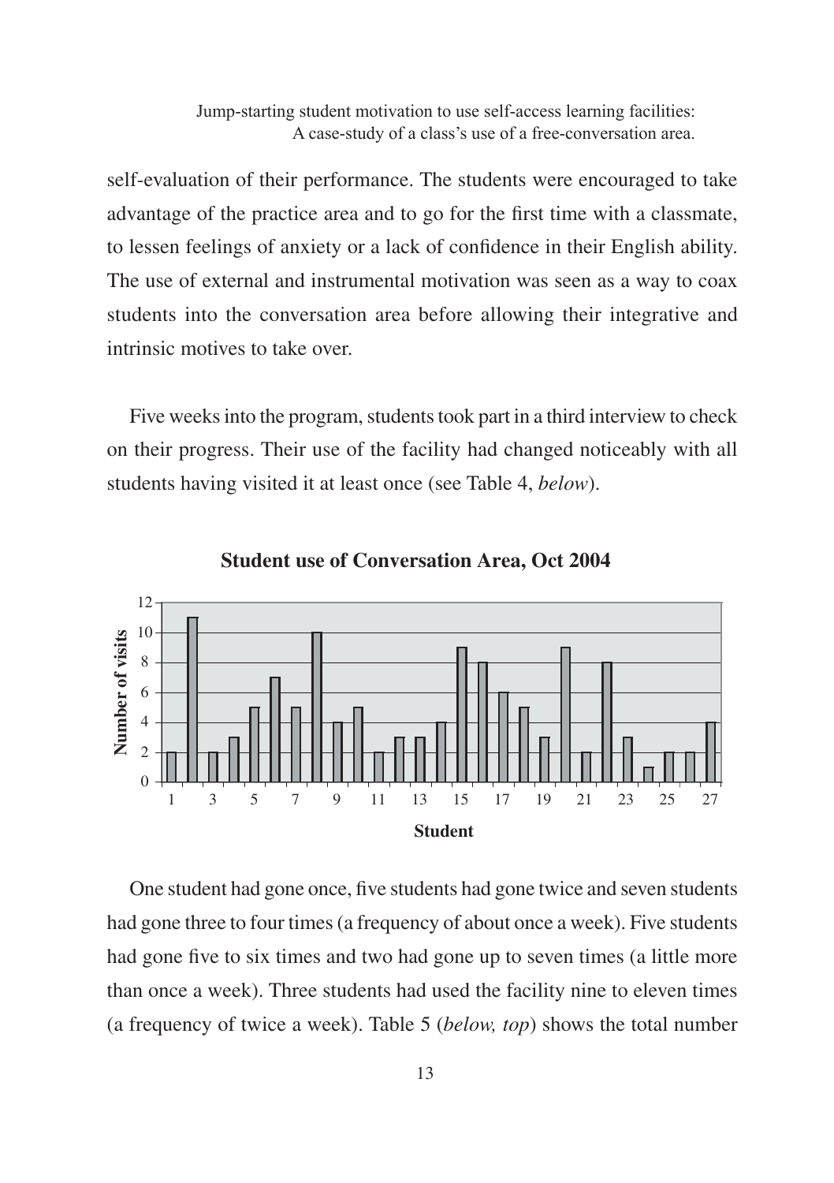self-evaluation of their performance. The students were encouraged to take advantage of the practice area and to go for the first time with a classmate, to lessen feelings of anxiety or a lack of confidence in their English ability. The use of external and instrumental motivation was seen as a way to coax students into the conversation area before allowing their integrative and intrinsic motives to take over.

Five weeks into the program, students took part in a third interview to check on their progress. Their use of the facility had changed noticeably with all students having visited it at least once (see Table 4, *below*).

**Student use of Conversation Area, Oct 2004**

One student had gone once, five students had gone twice and seven students had gone three to four times (a frequency of about once a week). Five students had gone five to six times and two had gone up to seven times (a little more than once a week). Three students had used the facility nine to eleven times (a frequency of twice a week). Table 5 (*below, top*) shows the total number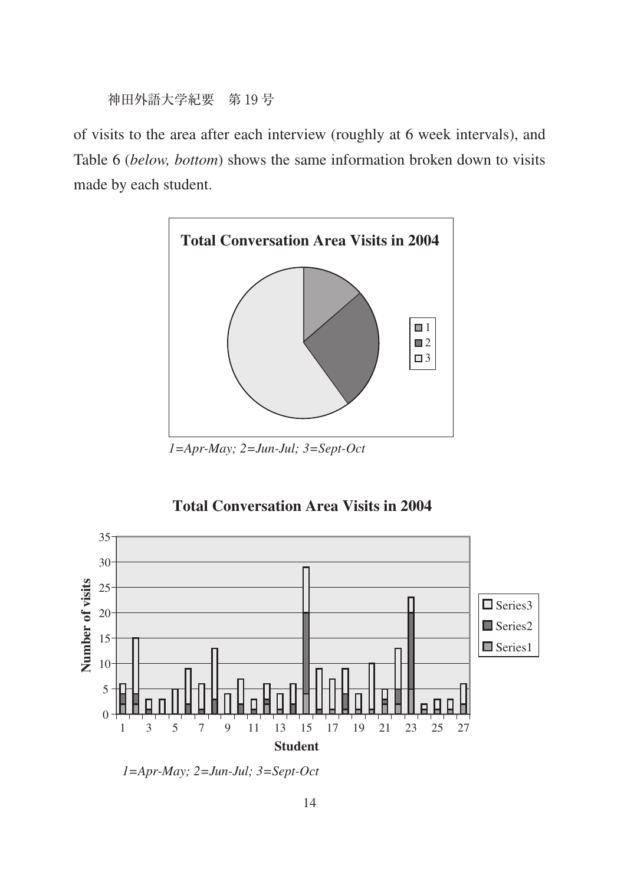of visits to the area after each interview (roughly at 6 week intervals), and Table 6 (*below, bottom*) shows the same information broken down to visits made by each student.

**Total Conversation Area Visits in 2004**

*1=Apr-May; 2=Jun-Jul; 3=Sept-Oct*

**Total Conversation Area Visits in 2004**

*1=Apr-May; 2=Jun-Jul; 3=Sept-Oct*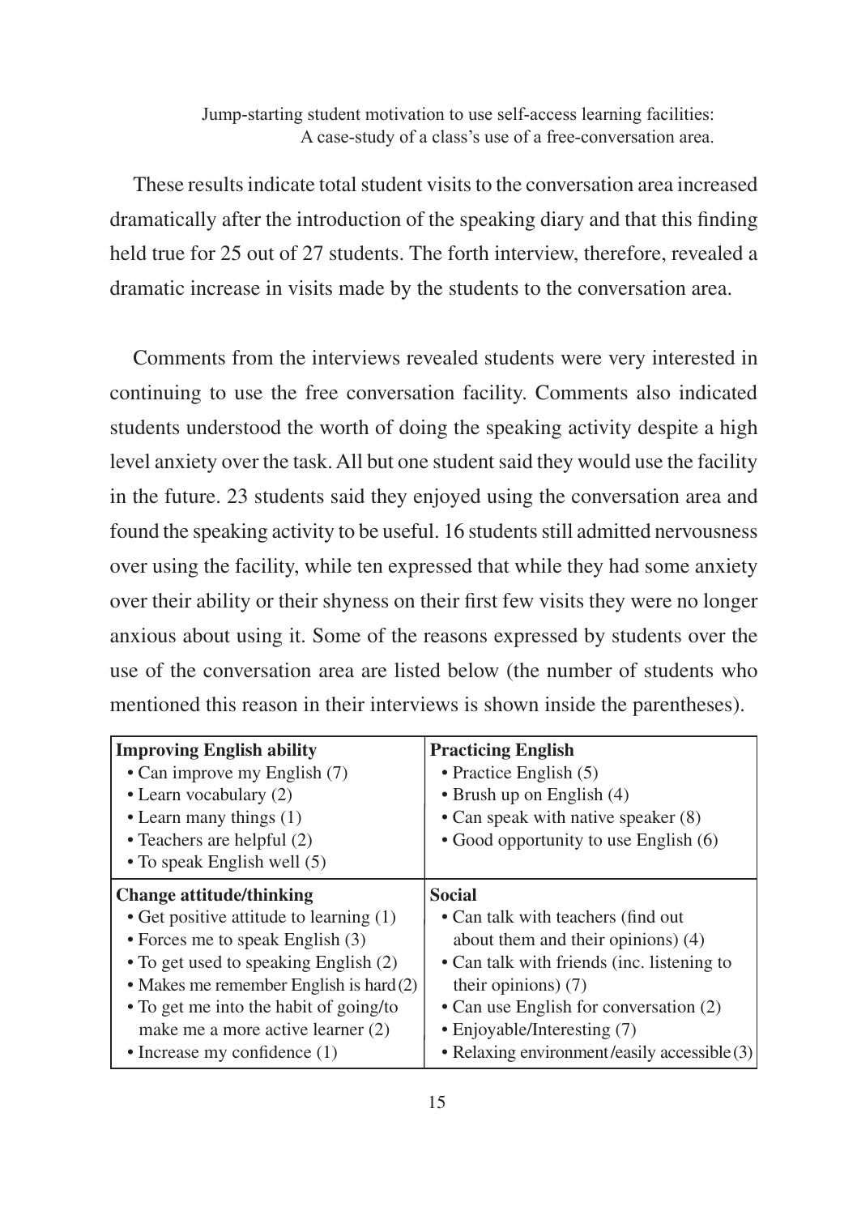These results indicate total student visits to the conversation area increased dramatically after the introduction of the speaking diary and that this finding held true for 25 out of 27 students. The forth interview, therefore, revealed a dramatic increase in visits made by the students to the conversation area.

Comments from the interviews revealed students were very interested in continuing to use the free conversation facility. Comments also indicated students understood the worth of doing the speaking activity despite a high level anxiety over the task. All but one student said they would use the facility in the future. 23 students said they enjoyed using the conversation area and found the speaking activity to be useful. 16 students still admitted nervousness over using the facility, while ten expressed that while they had some anxiety over their ability or their shyness on their first few visits they were no longer anxious about using it. Some of the reasons expressed by students over the use of the conversation area are listed below (the number of students who mentioned this reason in their interviews is shown inside the parentheses).

| **Improving English ability** | **Practicing English** |
|---|---|
| • Can improve my English (7)<br>• Learn vocabulary (2)<br>• Learn many things (1)<br>• Teachers are helpful (2)<br>• To speak English well (5) | • Practice English (5)<br>• Brush up on English (4)<br>• Can speak with native speaker (8)<br>• Good opportunity to use English (6) |
| **Change attitude/thinking** | **Social** |
| • Get positive attitude to learning (1)<br>• Forces me to speak English (3)<br>• To get used to speaking English (2)<br>• Makes me remember English is hard (2)<br>• To get me into the habit of going/to make me a more active learner (2)<br>• Increase my confidence (1) | • Can talk with teachers (find out about them and their opinions) (4)<br>• Can talk with friends (inc. listening to their opinions) (7)<br>• Can use English for conversation (2)<br>• Enjoyable/Interesting (7)<br>• Relaxing environment/easily accessible (3) |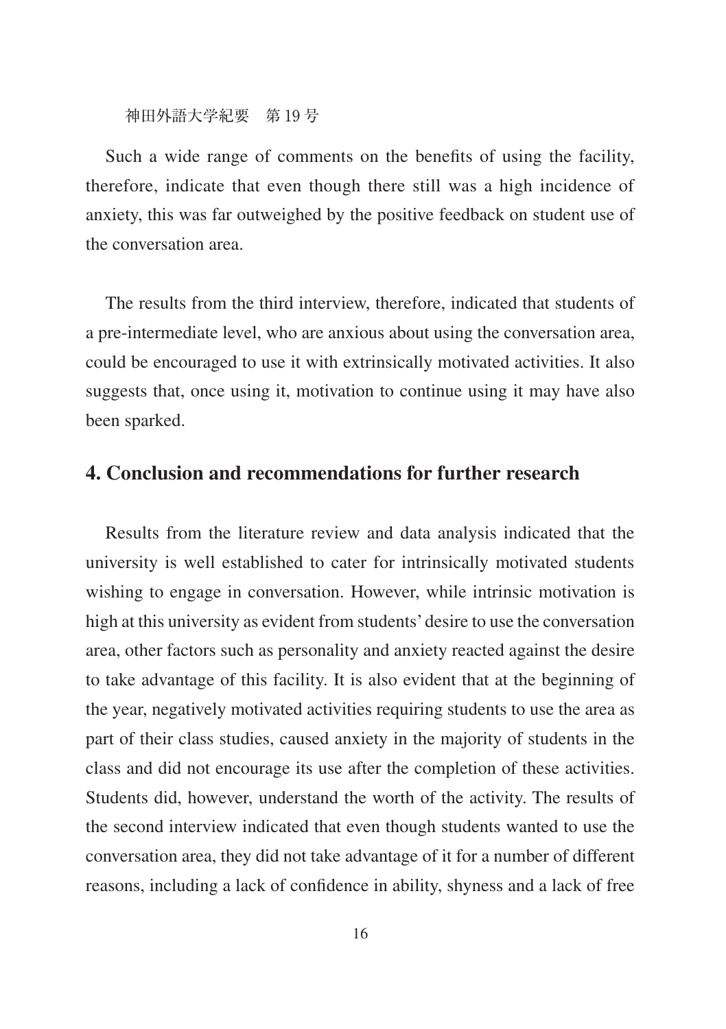Such a wide range of comments on the benefits of using the facility, therefore, indicate that even though there still was a high incidence of anxiety, this was far outweighed by the positive feedback on student use of the conversation area.

The results from the third interview, therefore, indicated that students of a pre-intermediate level, who are anxious about using the conversation area, could be encouraged to use it with extrinsically motivated activities. It also suggests that, once using it, motivation to continue using it may have also been sparked.

## 4. Conclusion and recommendations for further research

Results from the literature review and data analysis indicated that the university is well established to cater for intrinsically motivated students wishing to engage in conversation. However, while intrinsic motivation is high at this university as evident from students' desire to use the conversation area, other factors such as personality and anxiety reacted against the desire to take advantage of this facility. It is also evident that at the beginning of the year, negatively motivated activities requiring students to use the area as part of their class studies, caused anxiety in the majority of students in the class and did not encourage its use after the completion of these activities. Students did, however, understand the worth of the activity. The results of the second interview indicated that even though students wanted to use the conversation area, they did not take advantage of it for a number of different reasons, including a lack of confidence in ability, shyness and a lack of free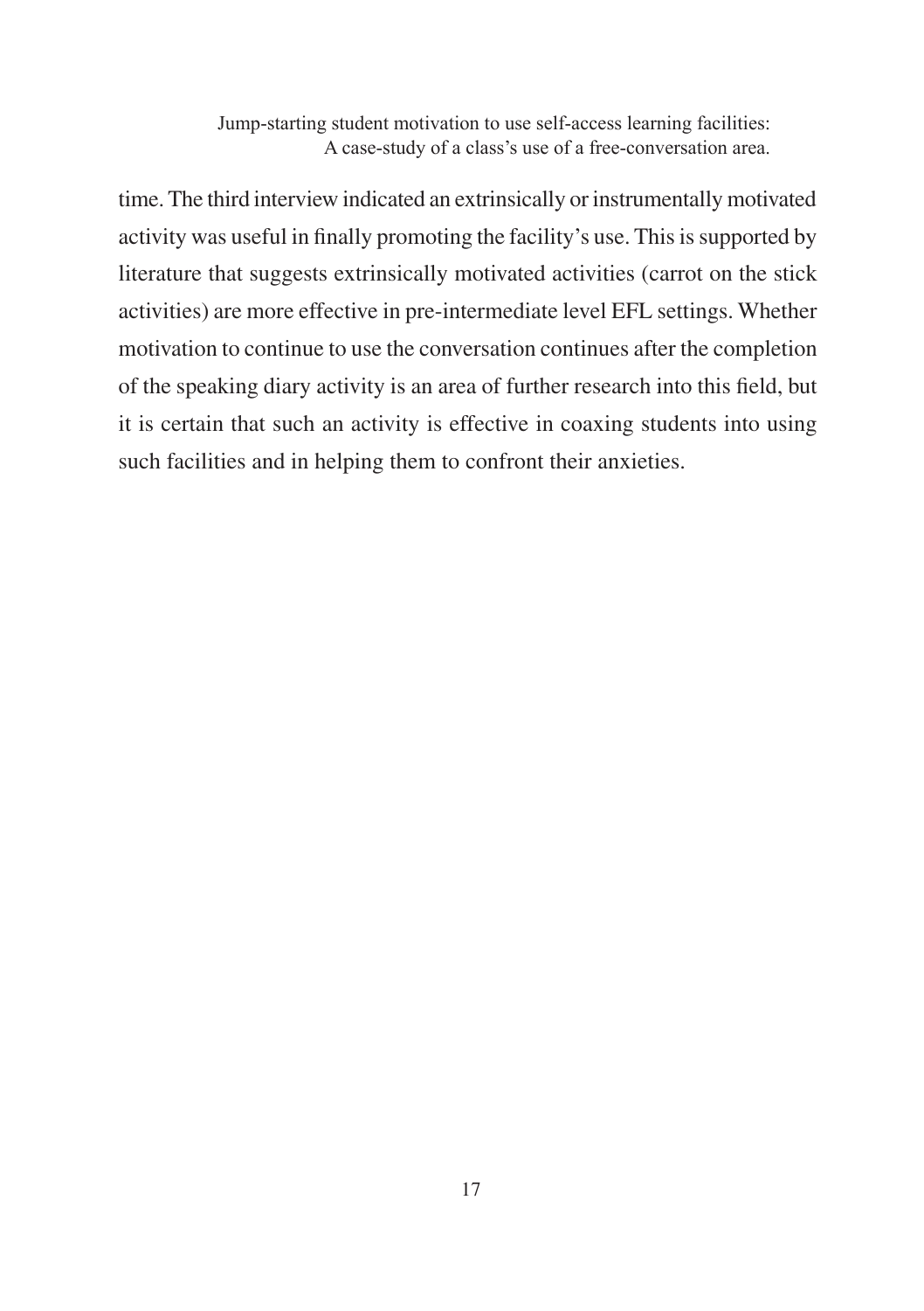time. The third interview indicated an extrinsically or instrumentally motivated activity was useful in finally promoting the facility's use. This is supported by literature that suggests extrinsically motivated activities (carrot on the stick activities) are more effective in pre-intermediate level EFL settings. Whether motivation to continue to use the conversation continues after the completion of the speaking diary activity is an area of further research into this field, but it is certain that such an activity is effective in coaxing students into using such facilities and in helping them to confront their anxieties.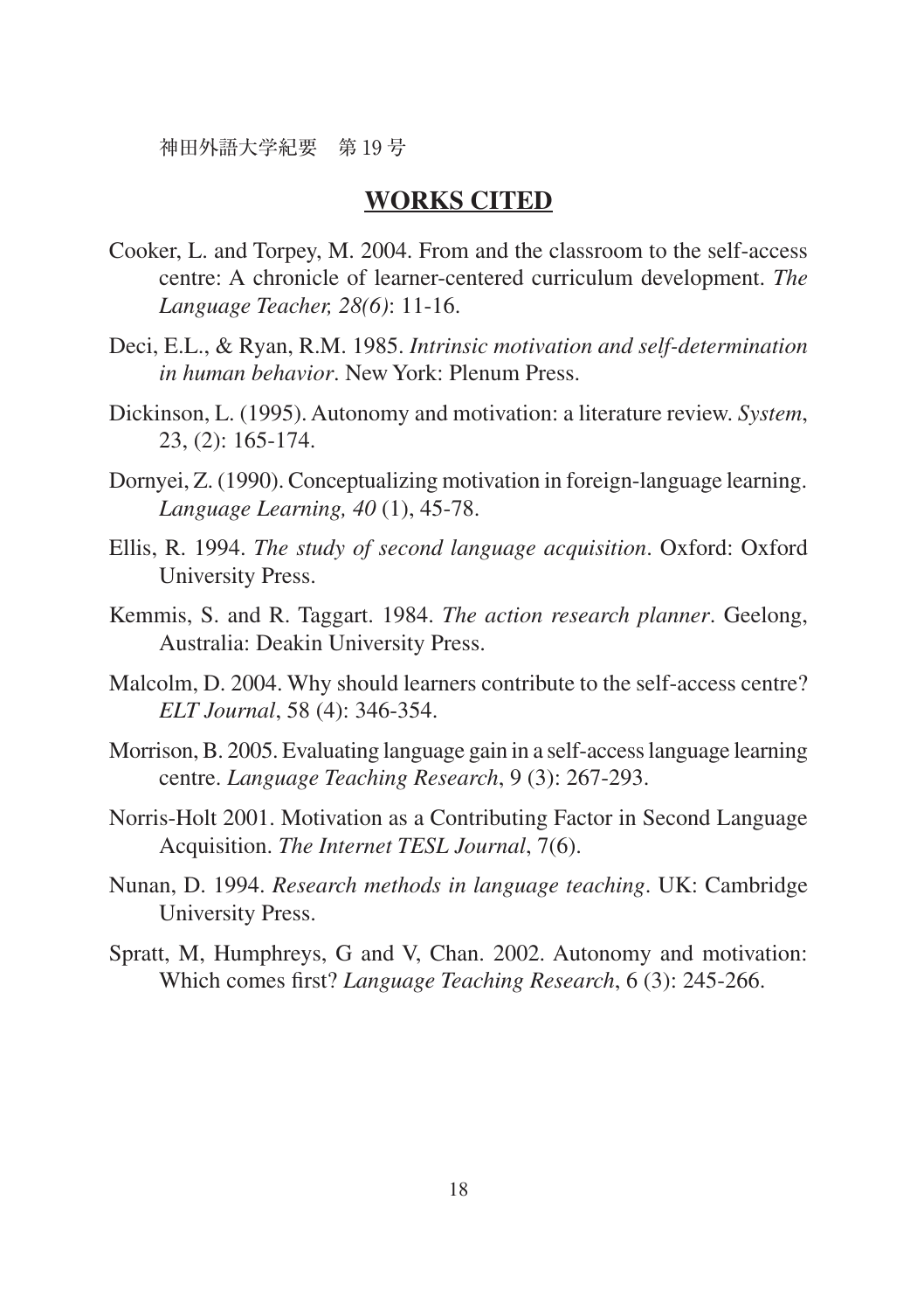## WORKS CITED

Cooker, L. and Torpey, M. 2004. From and the classroom to the self-access centre: A chronicle of learner-centered curriculum development. *The Language Teacher, 28(6)*: 11-16.

Deci, E.L., & Ryan, R.M. 1985. *Intrinsic motivation and self-determination in human behavior*. New York: Plenum Press.

Dickinson, L. (1995). Autonomy and motivation: a literature review. *System*, 23, (2): 165-174.

Dornyei, Z. (1990). Conceptualizing motivation in foreign-language learning. *Language Learning, 40* (1), 45-78.

Ellis, R. 1994. *The study of second language acquisition*. Oxford: Oxford University Press.

Kemmis, S. and R. Taggart. 1984. *The action research planner*. Geelong, Australia: Deakin University Press.

Malcolm, D. 2004. Why should learners contribute to the self-access centre? *ELT Journal*, 58 (4): 346-354.

Morrison, B. 2005. Evaluating language gain in a self-access language learning centre. *Language Teaching Research*, 9 (3): 267-293.

Norris-Holt 2001. Motivation as a Contributing Factor in Second Language Acquisition. *The Internet TESL Journal*, 7(6).

Nunan, D. 1994. *Research methods in language teaching*. UK: Cambridge University Press.

Spratt, M, Humphreys, G and V, Chan. 2002. Autonomy and motivation: Which comes first? *Language Teaching Research*, 6 (3): 245-266.